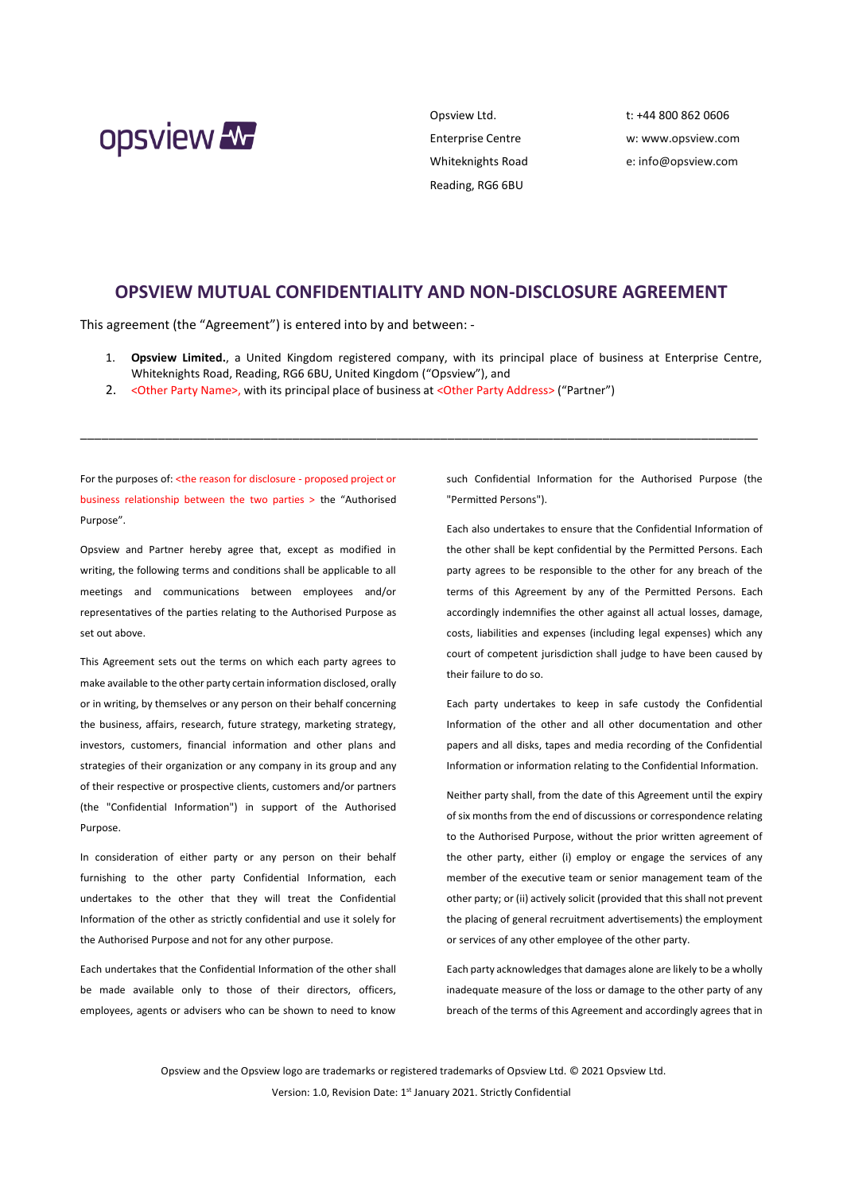opsview

Opsview Ltd.
Enterprise Centre
Whiteknights Road
Reading, RG6 6BU

t: +44 800 862 0606
w: www.opsview.com
e: info@opsview.com

# OPSVIEW MUTUAL CONFIDENTIALITY AND NON-DISCLOSURE AGREEMENT

This agreement (the "Agreement") is entered into by and between: -

1. **Opsview Limited.**, a United Kingdom registered company, with its principal place of business at Enterprise Centre, Whiteknights Road, Reading, RG6 6BU, United Kingdom ("Opsview"), and
2. <Other Party Name>, with its principal place of business at <Other Party Address> ("Partner")

---

For the purposes of: <the reason for disclosure - proposed project or business relationship between the two parties > the "Authorised Purpose".

Opsview and Partner hereby agree that, except as modified in writing, the following terms and conditions shall be applicable to all meetings and communications between employees and/or representatives of the parties relating to the Authorised Purpose as set out above.

This Agreement sets out the terms on which each party agrees to make available to the other party certain information disclosed, orally or in writing, by themselves or any person on their behalf concerning the business, affairs, research, future strategy, marketing strategy, investors, customers, financial information and other plans and strategies of their organization or any company in its group and any of their respective or prospective clients, customers and/or partners (the "Confidential Information") in support of the Authorised Purpose.

In consideration of either party or any person on their behalf furnishing to the other party Confidential Information, each undertakes to the other that they will treat the Confidential Information of the other as strictly confidential and use it solely for the Authorised Purpose and not for any other purpose.

Each undertakes that the Confidential Information of the other shall be made available only to those of their directors, officers, employees, agents or advisers who can be shown to need to know such Confidential Information for the Authorised Purpose (the "Permitted Persons").

Each also undertakes to ensure that the Confidential Information of the other shall be kept confidential by the Permitted Persons. Each party agrees to be responsible to the other for any breach of the terms of this Agreement by any of the Permitted Persons. Each accordingly indemnifies the other against all actual losses, damage, costs, liabilities and expenses (including legal expenses) which any court of competent jurisdiction shall judge to have been caused by their failure to do so.

Each party undertakes to keep in safe custody the Confidential Information of the other and all other documentation and other papers and all disks, tapes and media recording of the Confidential Information or information relating to the Confidential Information.

Neither party shall, from the date of this Agreement until the expiry of six months from the end of discussions or correspondence relating to the Authorised Purpose, without the prior written agreement of the other party, either (i) employ or engage the services of any member of the executive team or senior management team of the other party; or (ii) actively solicit (provided that this shall not prevent the placing of general recruitment advertisements) the employment or services of any other employee of the other party.

Each party acknowledges that damages alone are likely to be a wholly inadequate measure of the loss or damage to the other party of any breach of the terms of this Agreement and accordingly agrees that in

Opsview and the Opsview logo are trademarks or registered trademarks of Opsview Ltd. © 2021 Opsview Ltd.

Version: 1.0, Revision Date: 1st January 2021. Strictly Confidential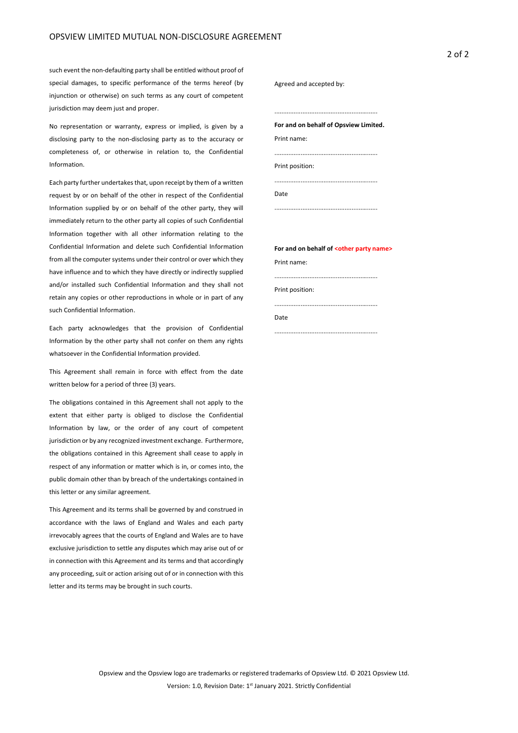such event the non-defaulting party shall be entitled without proof of special damages, to specific performance of the terms hereof (by injunction or otherwise) on such terms as any court of competent jurisdiction may deem just and proper.

No representation or warranty, express or implied, is given by a disclosing party to the non-disclosing party as to the accuracy or completeness of, or otherwise in relation to, the Confidential Information.

Each party further undertakes that, upon receipt by them of a written request by or on behalf of the other in respect of the Confidential Information supplied by or on behalf of the other party, they will immediately return to the other party all copies of such Confidential Information together with all other information relating to the Confidential Information and delete such Confidential Information from all the computer systems under their control or over which they have influence and to which they have directly or indirectly supplied and/or installed such Confidential Information and they shall not retain any copies or other reproductions in whole or in part of any such Confidential Information.

Each party acknowledges that the provision of Confidential Information by the other party shall not confer on them any rights whatsoever in the Confidential Information provided.

This Agreement shall remain in force with effect from the date written below for a period of three (3) years.

The obligations contained in this Agreement shall not apply to the extent that either party is obliged to disclose the Confidential Information by law, or the order of any court of competent jurisdiction or by any recognized investment exchange. Furthermore, the obligations contained in this Agreement shall cease to apply in respect of any information or matter which is in, or comes into, the public domain other than by breach of the undertakings contained in this letter or any similar agreement.

This Agreement and its terms shall be governed by and construed in accordance with the laws of England and Wales and each party irrevocably agrees that the courts of England and Wales are to have exclusive jurisdiction to settle any disputes which may arise out of or in connection with this Agreement and its terms and that accordingly any proceeding, suit or action arising out of or in connection with this letter and its terms may be brought in such courts.

Agreed and accepted by:

............................................................

**For and on behalf of Opsview Limited.**

Print name:

............................................................

Print position:

............................................................

Date

............................................................

**For and on behalf of <other party name>**

Print name:

............................................................

Print position:

............................................................

Date

............................................................

Opsview and the Opsview logo are trademarks or registered trademarks of Opsview Ltd. © 2021 Opsview Ltd.

Version: 1.0, Revision Date: 1st January 2021. Strictly Confidential